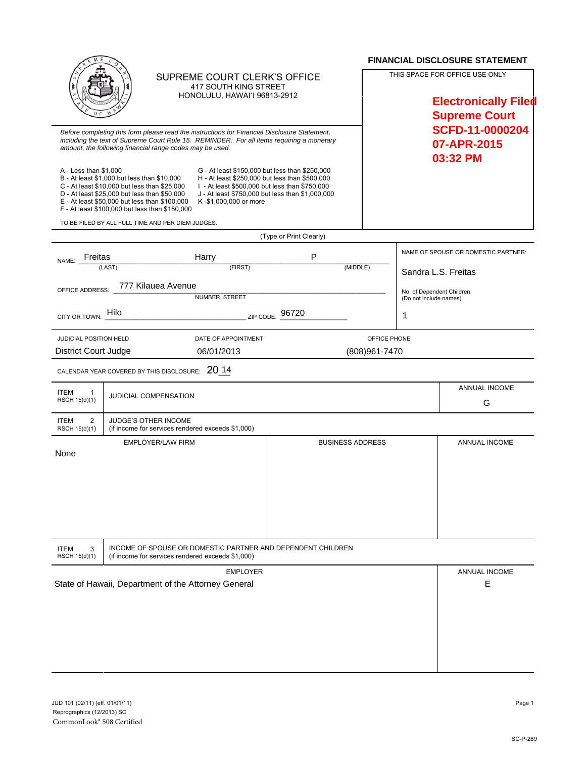# SUPREME COURT CLERK'S OFFICE

417 SOUTH KING STREET
HONOLULU, HAWAI'I 96813-2912

## FINANCIAL DISCLOSURE STATEMENT

THIS SPACE FOR OFFICE USE ONLY

**Electronically Filed**
**Supreme Court**
**SCFD-11-0000204**
**07-APR-2015**
**03:32 PM**

*Before completing this form please read the instructions for Financial Disclosure Statement, including the text of Supreme Court Rule 15. REMINDER: For all items requiring a monetary amount, the following financial range codes may be used.*

- A - Less than $1,000
- B - At least $1,000 but less than $10,000
- C - At least $10,000 but less than $25,000
- D - At least $25,000 but less than $50,000
- E - At least $50,000 but less than $100,000
- F - At least $100,000 but less than $150,000
- G - At least $150,000 but less than $250,000
- H - At least $250,000 but less than $500,000
- I - At least $500,000 but less than $750,000
- J - At least $750,000 but less than $1,000,000
- K - $1,000,000 or more

TO BE FILED BY ALL FULL TIME AND PER DIEM JUDGES.

(Type or Print Clearly)

NAME: Freitas (LAST) Harry (FIRST) P (MIDDLE)

NAME OF SPOUSE OR DOMESTIC PARTNER: Sandra L.S. Freitas

OFFICE ADDRESS: 777 Kilauea Avenue (NUMBER, STREET)

No. of Dependent Children: (Do not include names) 1

CITY OR TOWN: Hilo ZIP CODE: 96720

| JUDICIAL POSITION HELD | DATE OF APPOINTMENT | OFFICE PHONE |
|---|---|---|
| District Court Judge | 06/01/2013 | (808)961-7470 |

CALENDAR YEAR COVERED BY THIS DISCLOSURE: 20 14

| ITEM 1 RSCH 15(d)(1) | JUDICIAL COMPENSATION | ANNUAL INCOME |
|---|---|---|
| | | G |

**ITEM 2 RSCH 15(d)(1)** — JUDGE'S OTHER INCOME (if income for services rendered exceeds $1,000)

| EMPLOYER/LAW FIRM | BUSINESS ADDRESS | ANNUAL INCOME |
|---|---|---|
| None | | |

**ITEM 3 RSCH 15(d)(1)** — INCOME OF SPOUSE OR DOMESTIC PARTNER AND DEPENDENT CHILDREN (if income for services rendered exceeds $1,000)

| EMPLOYER | ANNUAL INCOME |
|---|---|
| State of Hawaii, Department of the Attorney General | E |

JUD 101 (02/11) (eff. 01/01/11)
Reprographics (12/2013) SC
CommonLook® 508 Certified

SC-P-289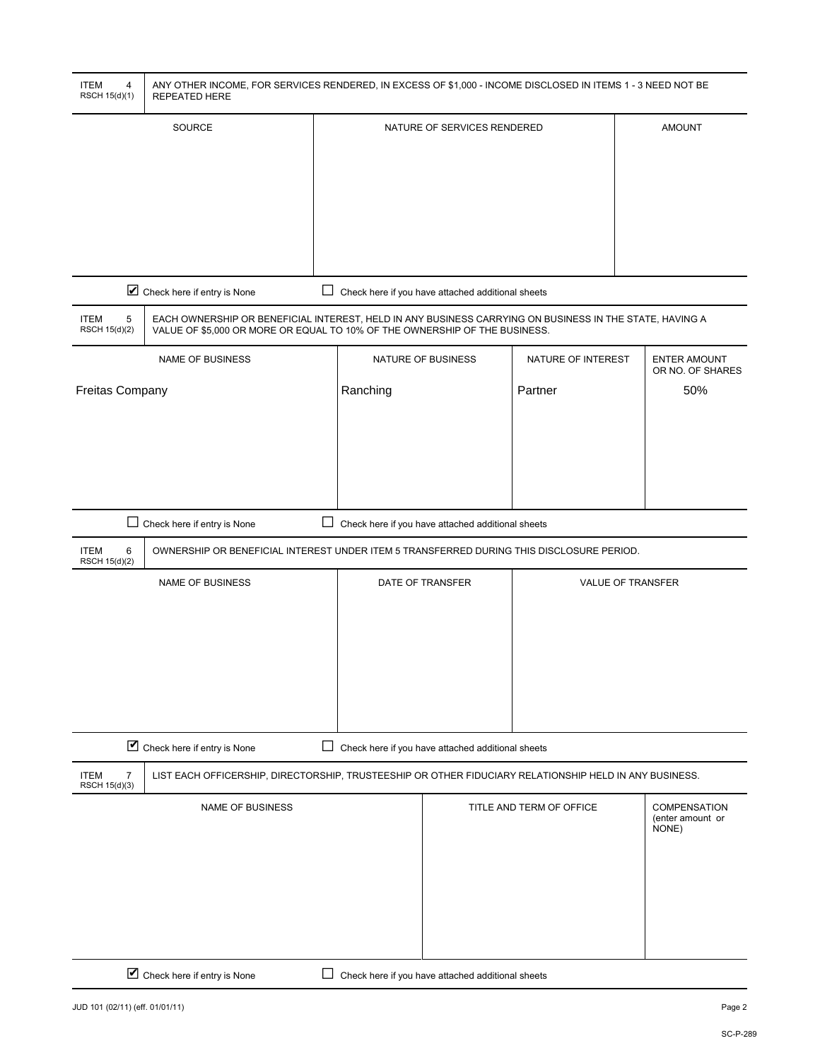**ITEM 4** RSCH 15(d)(1) — ANY OTHER INCOME, FOR SERVICES RENDERED, IN EXCESS OF $1,000 - INCOME DISCLOSED IN ITEMS 1 - 3 NEED NOT BE REPEATED HERE

| SOURCE | NATURE OF SERVICES RENDERED | AMOUNT |
| --- | --- | --- |
| | | |

☑ Check here if entry is None ☐ Check here if you have attached additional sheets

**ITEM 5** RSCH 15(d)(2) — EACH OWNERSHIP OR BENEFICIAL INTEREST, HELD IN ANY BUSINESS CARRYING ON BUSINESS IN THE STATE, HAVING A VALUE OF $5,000 OR MORE OR EQUAL TO 10% OF THE OWNERSHIP OF THE BUSINESS.

| NAME OF BUSINESS | NATURE OF BUSINESS | NATURE OF INTEREST | ENTER AMOUNT OR NO. OF SHARES |
| --- | --- | --- | --- |
| Freitas Company | Ranching | Partner | 50% |

☐ Check here if entry is None ☐ Check here if you have attached additional sheets

**ITEM 6** RSCH 15(d)(2) — OWNERSHIP OR BENEFICIAL INTEREST UNDER ITEM 5 TRANSFERRED DURING THIS DISCLOSURE PERIOD.

| NAME OF BUSINESS | DATE OF TRANSFER | VALUE OF TRANSFER |
| --- | --- | --- |
| | | |

☑ Check here if entry is None ☐ Check here if you have attached additional sheets

**ITEM 7** RSCH 15(d)(3) — LIST EACH OFFICERSHIP, DIRECTORSHIP, TRUSTEESHIP OR OTHER FIDUCIARY RELATIONSHIP HELD IN ANY BUSINESS.

| NAME OF BUSINESS | TITLE AND TERM OF OFFICE | COMPENSATION (enter amount or NONE) |
| --- | --- | --- |
| | | |

☑ Check here if entry is None ☐ Check here if you have attached additional sheets

JUD 101 (02/11) (eff. 01/01/11)

SC-P-289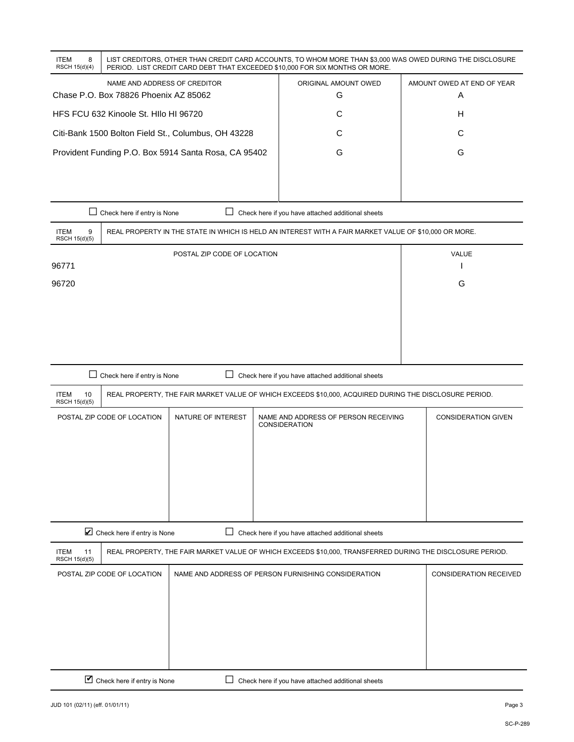| ITEM 8 RSCH 15(d)(4) | LIST CREDITORS, OTHER THAN CREDIT CARD ACCOUNTS, TO WHOM MORE THAN $3,000 WAS OWED DURING THE DISCLOSURE PERIOD. LIST CREDIT CARD DEBT THAT EXCEEDED $10,000 FOR SIX MONTHS OR MORE. |
|---|---|

| NAME AND ADDRESS OF CREDITOR | ORIGINAL AMOUNT OWED | AMOUNT OWED AT END OF YEAR |
|---|---|---|
| Chase P.O. Box 78826 Phoenix AZ 85062 | G | A |
| HFS FCU 632 Kinoole St. HIlo HI 96720 | C | H |
| Citi-Bank 1500 Bolton Field St., Columbus, OH 43228 | C | C |
| Provident Funding P.O. Box 5914 Santa Rosa, CA 95402 | G | G |

☐ Check here if entry is None ☐ Check here if you have attached additional sheets

| ITEM 9 RSCH 15(d)(5) | REAL PROPERTY IN THE STATE IN WHICH IS HELD AN INTEREST WITH A FAIR MARKET VALUE OF $10,000 OR MORE. |
|---|---|

| POSTAL ZIP CODE OF LOCATION | VALUE |
|---|---|
| 96771 | I |
| 96720 | G |

☐ Check here if entry is None ☐ Check here if you have attached additional sheets

| ITEM 10 RSCH 15(d)(5) | REAL PROPERTY, THE FAIR MARKET VALUE OF WHICH EXCEEDS $10,000, ACQUIRED DURING THE DISCLOSURE PERIOD. |
|---|---|

| POSTAL ZIP CODE OF LOCATION | NATURE OF INTEREST | NAME AND ADDRESS OF PERSON RECEIVING CONSIDERATION | CONSIDERATION GIVEN |
|---|---|---|---|
| | | | |

☑ Check here if entry is None ☐ Check here if you have attached additional sheets

| ITEM 11 RSCH 15(d)(5) | REAL PROPERTY, THE FAIR MARKET VALUE OF WHICH EXCEEDS $10,000, TRANSFERRED DURING THE DISCLOSURE PERIOD. |
|---|---|

| POSTAL ZIP CODE OF LOCATION | NAME AND ADDRESS OF PERSON FURNISHING CONSIDERATION | CONSIDERATION RECEIVED |
|---|---|---|
| | | |

☑ Check here if entry is None ☐ Check here if you have attached additional sheets

JUD 101 (02/11) (eff. 01/01/11)

SC-P-289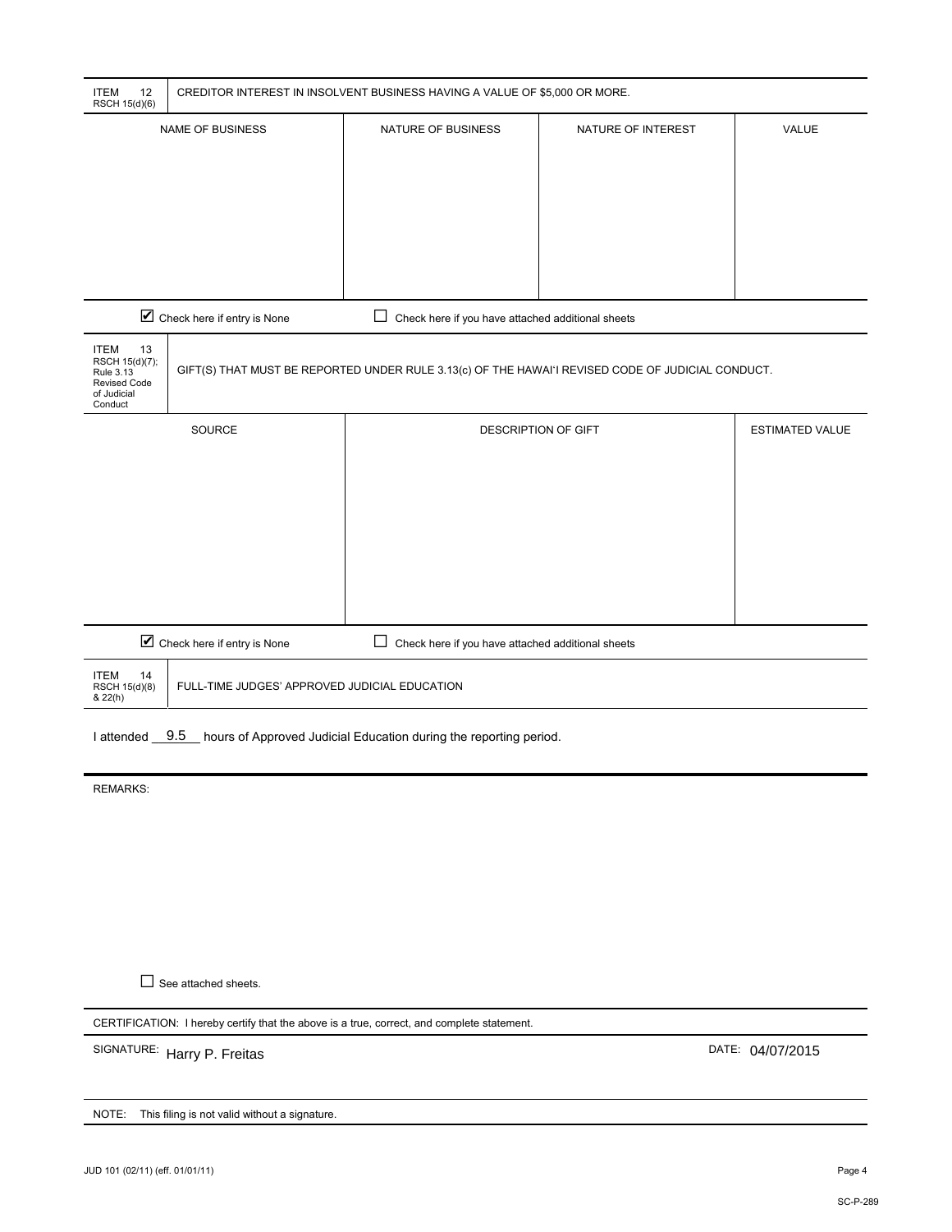| ITEM 12 RSCH 15(d)(6) | CREDITOR INTEREST IN INSOLVENT BUSINESS HAVING A VALUE OF $5,000 OR MORE. | | |
|---|---|---|---|
| NAME OF BUSINESS | NATURE OF BUSINESS | NATURE OF INTEREST | VALUE |
| | | | |

☑ Check here if entry is None ☐ Check here if you have attached additional sheets

| ITEM 13 RSCH 15(d)(7); Rule 3.13 Revised Code of Judicial Conduct | GIFT(S) THAT MUST BE REPORTED UNDER RULE 3.13(c) OF THE HAWAI'I REVISED CODE OF JUDICIAL CONDUCT. | |
|---|---|---|
| SOURCE | DESCRIPTION OF GIFT | ESTIMATED VALUE |
| | | |

☑ Check here if entry is None ☐ Check here if you have attached additional sheets

| ITEM 14 RSCH 15(d)(8) & 22(h) | FULL-TIME JUDGES' APPROVED JUDICIAL EDUCATION |
|---|---|

I attended 9.5 hours of Approved Judicial Education during the reporting period.

REMARKS:

☐ See attached sheets.

CERTIFICATION: I hereby certify that the above is a true, correct, and complete statement.

SIGNATURE: Harry P. Freitas DATE: 04/07/2015

NOTE: This filing is not valid without a signature.

JUD 101 (02/11) (eff. 01/01/11)

SC-P-289